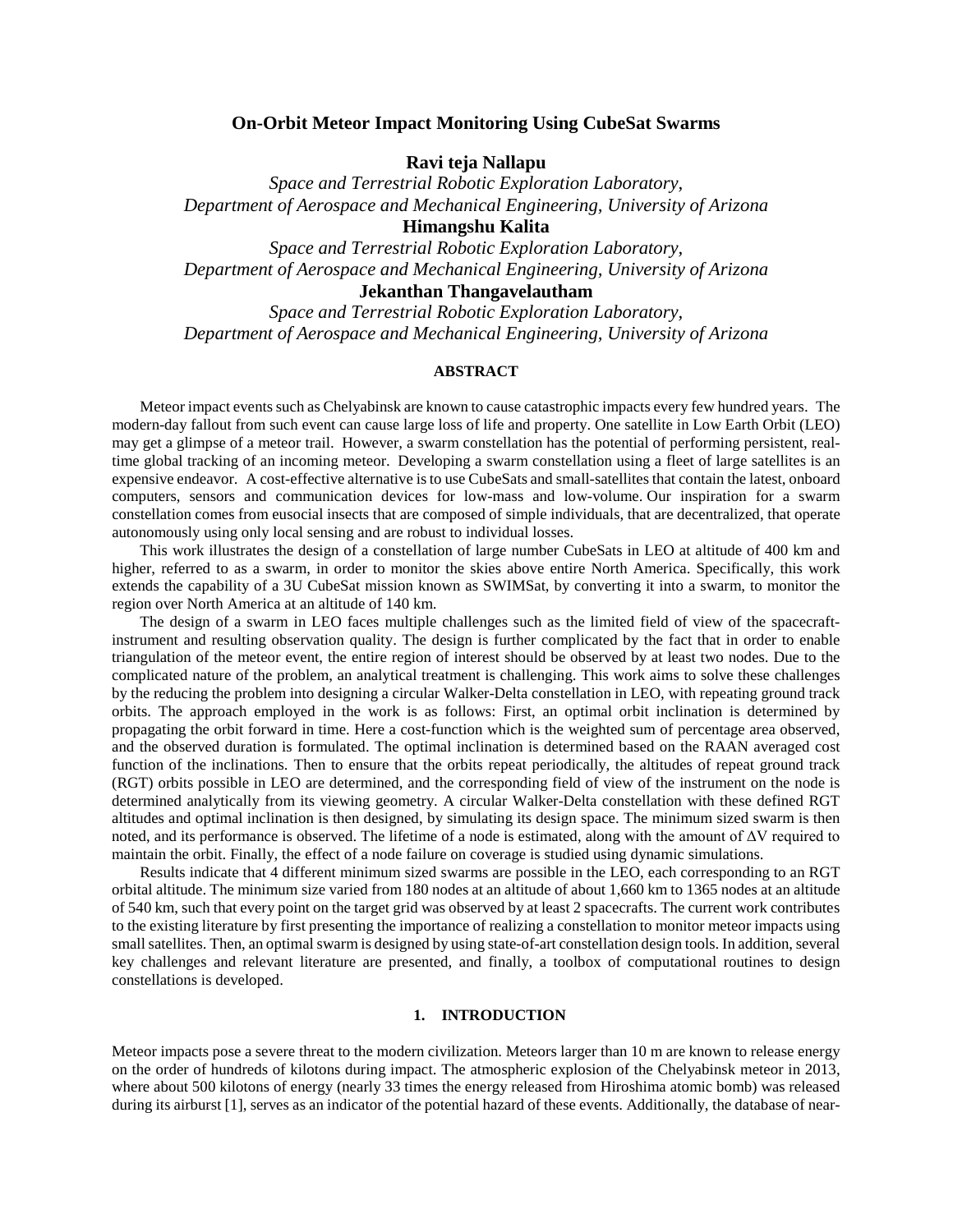# On-Orbit Meteor Impact Monitoring Using CubeSat Swarms

**Ravi teja Nallapu**

*Space and Terrestrial Robotic Exploration Laboratory,*
*Department of Aerospace and Mechanical Engineering, University of Arizona*

**Himangshu Kalita**

*Space and Terrestrial Robotic Exploration Laboratory,*
*Department of Aerospace and Mechanical Engineering, University of Arizona*

**Jekanthan Thangavelautham**

*Space and Terrestrial Robotic Exploration Laboratory,*
*Department of Aerospace and Mechanical Engineering, University of Arizona*

## ABSTRACT

Meteor impact events such as Chelyabinsk are known to cause catastrophic impacts every few hundred years. The modern-day fallout from such event can cause large loss of life and property. One satellite in Low Earth Orbit (LEO) may get a glimpse of a meteor trail. However, a swarm constellation has the potential of performing persistent, real-time global tracking of an incoming meteor. Developing a swarm constellation using a fleet of large satellites is an expensive endeavor. A cost-effective alternative is to use CubeSats and small-satellites that contain the latest, onboard computers, sensors and communication devices for low-mass and low-volume. Our inspiration for a swarm constellation comes from eusocial insects that are composed of simple individuals, that are decentralized, that operate autonomously using only local sensing and are robust to individual losses.

This work illustrates the design of a constellation of large number CubeSats in LEO at altitude of 400 km and higher, referred to as a swarm, in order to monitor the skies above entire North America. Specifically, this work extends the capability of a 3U CubeSat mission known as SWIMSat, by converting it into a swarm, to monitor the region over North America at an altitude of 140 km.

The design of a swarm in LEO faces multiple challenges such as the limited field of view of the spacecraft-instrument and resulting observation quality. The design is further complicated by the fact that in order to enable triangulation of the meteor event, the entire region of interest should be observed by at least two nodes. Due to the complicated nature of the problem, an analytical treatment is challenging. This work aims to solve these challenges by the reducing the problem into designing a circular Walker-Delta constellation in LEO, with repeating ground track orbits. The approach employed in the work is as follows: First, an optimal orbit inclination is determined by propagating the orbit forward in time. Here a cost-function which is the weighted sum of percentage area observed, and the observed duration is formulated. The optimal inclination is determined based on the RAAN averaged cost function of the inclinations. Then to ensure that the orbits repeat periodically, the altitudes of repeat ground track (RGT) orbits possible in LEO are determined, and the corresponding field of view of the instrument on the node is determined analytically from its viewing geometry. A circular Walker-Delta constellation with these defined RGT altitudes and optimal inclination is then designed, by simulating its design space. The minimum sized swarm is then noted, and its performance is observed. The lifetime of a node is estimated, along with the amount of $\Delta$V required to maintain the orbit. Finally, the effect of a node failure on coverage is studied using dynamic simulations.

Results indicate that 4 different minimum sized swarms are possible in the LEO, each corresponding to an RGT orbital altitude. The minimum size varied from 180 nodes at an altitude of about 1,660 km to 1365 nodes at an altitude of 540 km, such that every point on the target grid was observed by at least 2 spacecrafts. The current work contributes to the existing literature by first presenting the importance of realizing a constellation to monitor meteor impacts using small satellites. Then, an optimal swarm is designed by using state-of-art constellation design tools. In addition, several key challenges and relevant literature are presented, and finally, a toolbox of computational routines to design constellations is developed.

## 1. INTRODUCTION

Meteor impacts pose a severe threat to the modern civilization. Meteors larger than 10 m are known to release energy on the order of hundreds of kilotons during impact. The atmospheric explosion of the Chelyabinsk meteor in 2013, where about 500 kilotons of energy (nearly 33 times the energy released from Hiroshima atomic bomb) was released during its airburst [1], serves as an indicator of the potential hazard of these events. Additionally, the database of near-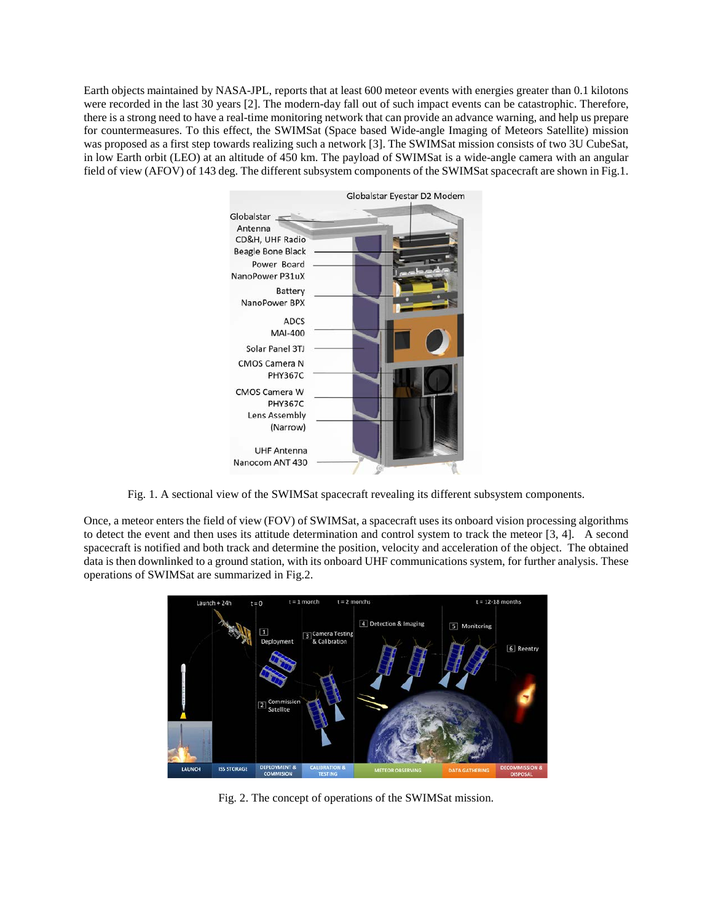Earth objects maintained by NASA-JPL, reports that at least 600 meteor events with energies greater than 0.1 kilotons were recorded in the last 30 years [2]. The modern-day fall out of such impact events can be catastrophic. Therefore, there is a strong need to have a real-time monitoring network that can provide an advance warning, and help us prepare for countermeasures. To this effect, the SWIMSat (Space based Wide-angle Imaging of Meteors Satellite) mission was proposed as a first step towards realizing such a network [3]. The SWIMSat mission consists of two 3U CubeSat, in low Earth orbit (LEO) at an altitude of 450 km. The payload of SWIMSat is a wide-angle camera with an angular field of view (AFOV) of 143 deg. The different subsystem components of the SWIMSat spacecraft are shown in Fig.1.

Fig. 1. A sectional view of the SWIMSat spacecraft revealing its different subsystem components.

Once, a meteor enters the field of view (FOV) of SWIMSat, a spacecraft uses its onboard vision processing algorithms to detect the event and then uses its attitude determination and control system to track the meteor [3, 4]. A second spacecraft is notified and both track and determine the position, velocity and acceleration of the object. The obtained data is then downlinked to a ground station, with its onboard UHF communications system, for further analysis. These operations of SWIMSat are summarized in Fig.2.

Fig. 2. The concept of operations of the SWIMSat mission.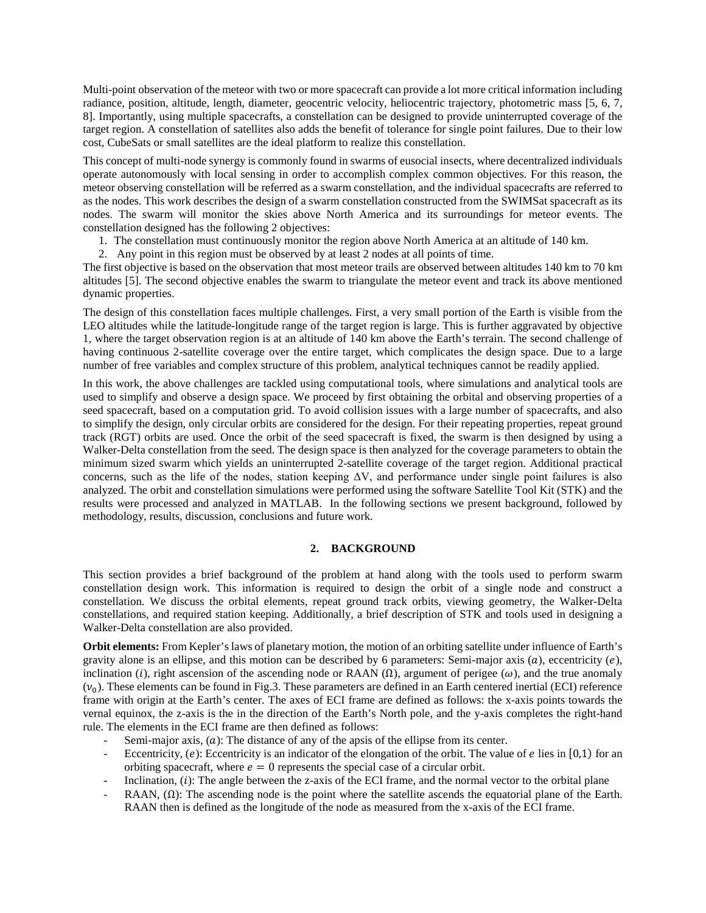Multi-point observation of the meteor with two or more spacecraft can provide a lot more critical information including radiance, position, altitude, length, diameter, geocentric velocity, heliocentric trajectory, photometric mass [5, 6, 7, 8]. Importantly, using multiple spacecrafts, a constellation can be designed to provide uninterrupted coverage of the target region. A constellation of satellites also adds the benefit of tolerance for single point failures. Due to their low cost, CubeSats or small satellites are the ideal platform to realize this constellation.

This concept of multi-node synergy is commonly found in swarms of eusocial insects, where decentralized individuals operate autonomously with local sensing in order to accomplish complex common objectives. For this reason, the meteor observing constellation will be referred as a swarm constellation, and the individual spacecrafts are referred to as the nodes. This work describes the design of a swarm constellation constructed from the SWIMSat spacecraft as its nodes. The swarm will monitor the skies above North America and its surroundings for meteor events. The constellation designed has the following 2 objectives:

1. The constellation must continuously monitor the region above North America at an altitude of 140 km.
2. Any point in this region must be observed by at least 2 nodes at all points of time.

The first objective is based on the observation that most meteor trails are observed between altitudes 140 km to 70 km altitudes [5]. The second objective enables the swarm to triangulate the meteor event and track its above mentioned dynamic properties.

The design of this constellation faces multiple challenges. First, a very small portion of the Earth is visible from the LEO altitudes while the latitude-longitude range of the target region is large. This is further aggravated by objective 1, where the target observation region is at an altitude of 140 km above the Earth's terrain. The second challenge of having continuous 2-satellite coverage over the entire target, which complicates the design space. Due to a large number of free variables and complex structure of this problem, analytical techniques cannot be readily applied.

In this work, the above challenges are tackled using computational tools, where simulations and analytical tools are used to simplify and observe a design space. We proceed by first obtaining the orbital and observing properties of a seed spacecraft, based on a computation grid. To avoid collision issues with a large number of spacecrafts, and also to simplify the design, only circular orbits are considered for the design. For their repeating properties, repeat ground track (RGT) orbits are used. Once the orbit of the seed spacecraft is fixed, the swarm is then designed by using a Walker-Delta constellation from the seed. The design space is then analyzed for the coverage parameters to obtain the minimum sized swarm which yields an uninterrupted 2-satellite coverage of the target region. Additional practical concerns, such as the life of the nodes, station keeping $\Delta V$, and performance under single point failures is also analyzed. The orbit and constellation simulations were performed using the software Satellite Tool Kit (STK) and the results were processed and analyzed in MATLAB. In the following sections we present background, followed by methodology, results, discussion, conclusions and future work.

## 2. BACKGROUND

This section provides a brief background of the problem at hand along with the tools used to perform swarm constellation design work. This information is required to design the orbit of a single node and construct a constellation. We discuss the orbital elements, repeat ground track orbits, viewing geometry, the Walker-Delta constellations, and required station keeping. Additionally, a brief description of STK and tools used in designing a Walker-Delta constellation are also provided.

**Orbit elements:** From Kepler's laws of planetary motion, the motion of an orbiting satellite under influence of Earth's gravity alone is an ellipse, and this motion can be described by 6 parameters: Semi-major axis ($a$), eccentricity ($e$), inclination ($i$), right ascension of the ascending node or RAAN ($\Omega$), argument of perigee ($\omega$), and the true anomaly ($\nu_0$). These elements can be found in Fig.3. These parameters are defined in an Earth centered inertial (ECI) reference frame with origin at the Earth's center. The axes of ECI frame are defined as follows: the x-axis points towards the vernal equinox, the z-axis is the in the direction of the Earth's North pole, and the y-axis completes the right-hand rule. The elements in the ECI frame are then defined as follows:

- Semi-major axis, ($a$): The distance of any of the apsis of the ellipse from its center.
- Eccentricity, ($e$): Eccentricity is an indicator of the elongation of the orbit. The value of $e$ lies in $[0,1)$ for an orbiting spacecraft, where $e = 0$ represents the special case of a circular orbit.
- Inclination, ($i$): The angle between the z-axis of the ECI frame, and the normal vector to the orbital plane
- RAAN, ($\Omega$): The ascending node is the point where the satellite ascends the equatorial plane of the Earth. RAAN then is defined as the longitude of the node as measured from the x-axis of the ECI frame.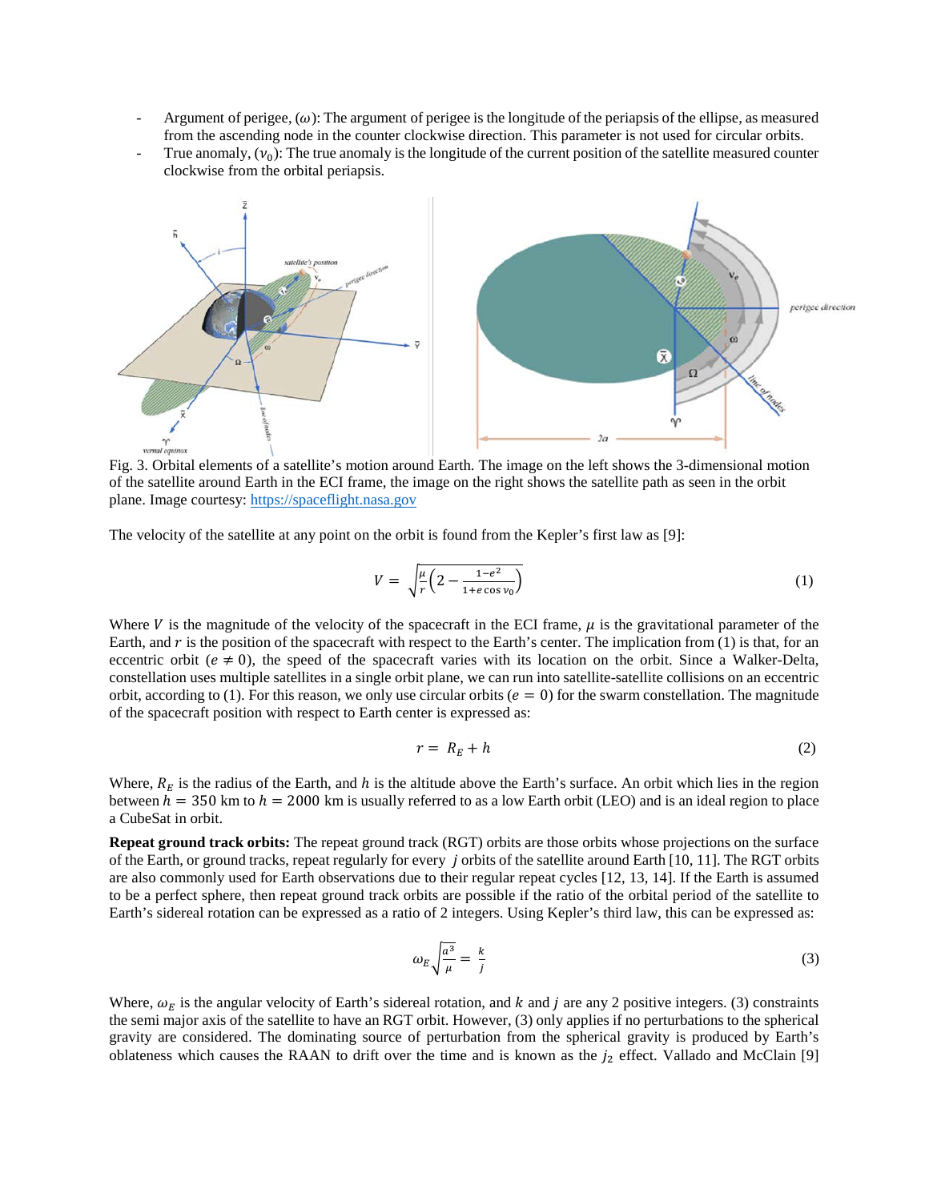- Argument of perigee, ($\omega$): The argument of perigee is the longitude of the periapsis of the ellipse, as measured from the ascending node in the counter clockwise direction. This parameter is not used for circular orbits.
- True anomaly, ($\nu_0$): The true anomaly is the longitude of the current position of the satellite measured counter clockwise from the orbital periapsis.

Fig. 3. Orbital elements of a satellite's motion around Earth. The image on the left shows the 3-dimensional motion of the satellite around Earth in the ECI frame, the image on the right shows the satellite path as seen in the orbit plane. Image courtesy: https://spaceflight.nasa.gov

The velocity of the satellite at any point on the orbit is found from the Kepler's first law as [9]:

$$V = \sqrt{\frac{\mu}{r}\left(2 - \frac{1-e^2}{1+e\cos\nu_0}\right)} \tag{1}$$

Where $V$ is the magnitude of the velocity of the spacecraft in the ECI frame, $\mu$ is the gravitational parameter of the Earth, and $r$ is the position of the spacecraft with respect to the Earth's center. The implication from (1) is that, for an eccentric orbit ($e \neq 0$), the speed of the spacecraft varies with its location on the orbit. Since a Walker-Delta, constellation uses multiple satellites in a single orbit plane, we can run into satellite-satellite collisions on an eccentric orbit, according to (1). For this reason, we only use circular orbits ($e = 0$) for the swarm constellation. The magnitude of the spacecraft position with respect to Earth center is expressed as:

$$r = R_E + h \tag{2}$$

Where, $R_E$ is the radius of the Earth, and $h$ is the altitude above the Earth's surface. An orbit which lies in the region between $h = 350$ km to $h = 2000$ km is usually referred to as a low Earth orbit (LEO) and is an ideal region to place a CubeSat in orbit.

**Repeat ground track orbits:** The repeat ground track (RGT) orbits are those orbits whose projections on the surface of the Earth, or ground tracks, repeat regularly for every $j$ orbits of the satellite around Earth [10, 11]. The RGT orbits are also commonly used for Earth observations due to their regular repeat cycles [12, 13, 14]. If the Earth is assumed to be a perfect sphere, then repeat ground track orbits are possible if the ratio of the orbital period of the satellite to Earth's sidereal rotation can be expressed as a ratio of 2 integers. Using Kepler's third law, this can be expressed as:

$$\omega_E\sqrt{\frac{a^3}{\mu}} = \frac{k}{j} \tag{3}$$

Where, $\omega_E$ is the angular velocity of Earth's sidereal rotation, and $k$ and $j$ are any 2 positive integers. (3) constraints the semi major axis of the satellite to have an RGT orbit. However, (3) only applies if no perturbations to the spherical gravity are considered. The dominating source of perturbation from the spherical gravity is produced by Earth's oblateness which causes the RAAN to drift over the time and is known as the $j_2$ effect. Vallado and McClain [9]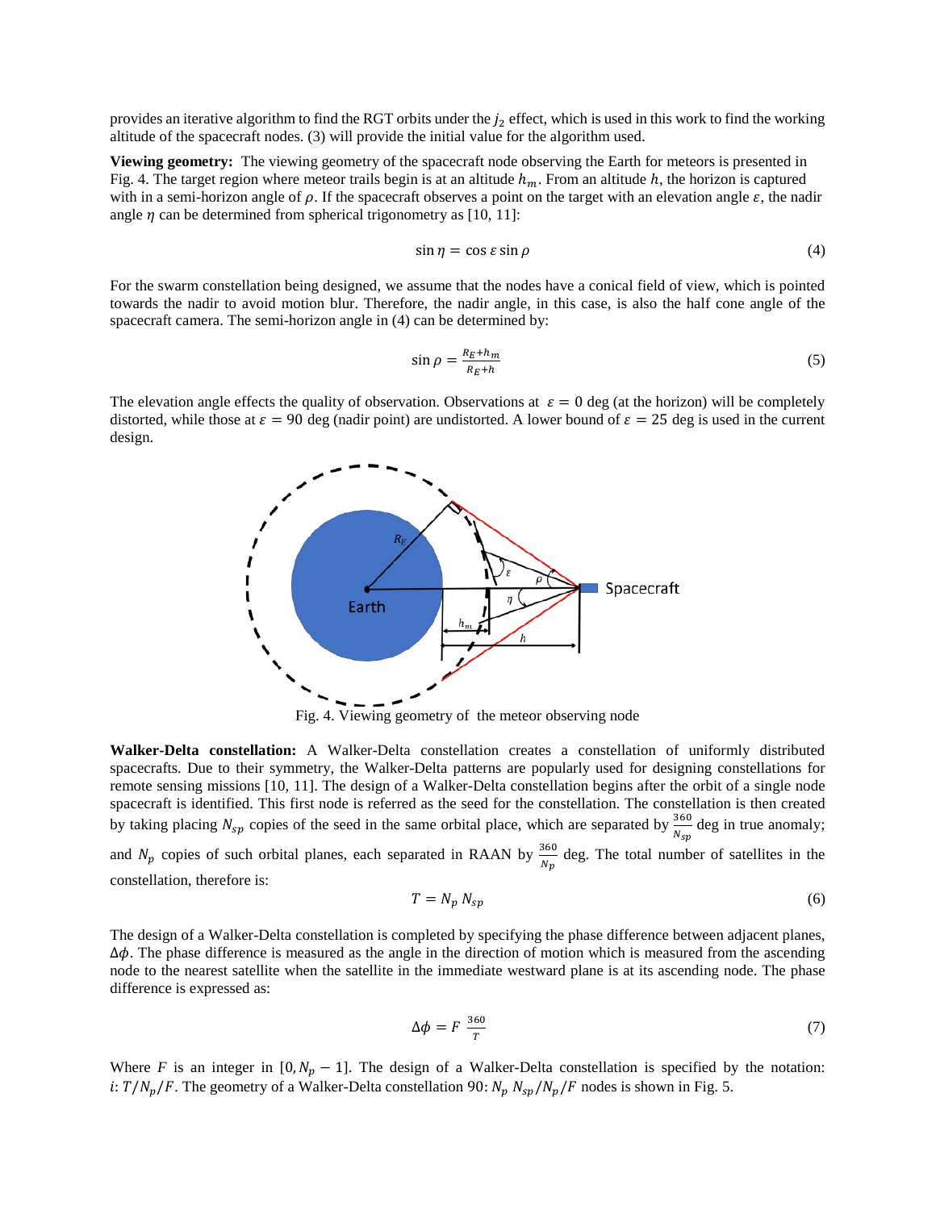provides an iterative algorithm to find the RGT orbits under the $j_2$ effect, which is used in this work to find the working altitude of the spacecraft nodes. (3) will provide the initial value for the algorithm used.

**Viewing geometry:** The viewing geometry of the spacecraft node observing the Earth for meteors is presented in Fig. 4. The target region where meteor trails begin is at an altitude $h_m$. From an altitude $h$, the horizon is captured with in a semi-horizon angle of $\rho$. If the spacecraft observes a point on the target with an elevation angle $\varepsilon$, the nadir angle $\eta$ can be determined from spherical trigonometry as [10, 11]:

$$\sin\eta = \cos\varepsilon \sin\rho \tag{4}$$

For the swarm constellation being designed, we assume that the nodes have a conical field of view, which is pointed towards the nadir to avoid motion blur. Therefore, the nadir angle, in this case, is also the half cone angle of the spacecraft camera. The semi-horizon angle in (4) can be determined by:

$$\sin\rho = \frac{R_E + h_m}{R_E + h} \tag{5}$$

The elevation angle effects the quality of observation. Observations at $\varepsilon = 0$ deg (at the horizon) will be completely distorted, while those at $\varepsilon = 90$ deg (nadir point) are undistorted. A lower bound of $\varepsilon = 25$ deg is used in the current design.

Fig. 4. Viewing geometry of the meteor observing node

**Walker-Delta constellation:** A Walker-Delta constellation creates a constellation of uniformly distributed spacecrafts. Due to their symmetry, the Walker-Delta patterns are popularly used for designing constellations for remote sensing missions [10, 11]. The design of a Walker-Delta constellation begins after the orbit of a single node spacecraft is identified. This first node is referred as the seed for the constellation. The constellation is then created by taking placing $N_{sp}$ copies of the seed in the same orbital place, which are separated by $\frac{360}{N_{sp}}$ deg in true anomaly; and $N_p$ copies of such orbital planes, each separated in RAAN by $\frac{360}{N_p}$ deg. The total number of satellites in the constellation, therefore is:

$$T = N_p\, N_{sp} \tag{6}$$

The design of a Walker-Delta constellation is completed by specifying the phase difference between adjacent planes, $\Delta\phi$. The phase difference is measured as the angle in the direction of motion which is measured from the ascending node to the nearest satellite when the satellite in the immediate westward plane is at its ascending node. The phase difference is expressed as:

$$\Delta\phi = F\,\frac{360}{T} \tag{7}$$

Where $F$ is an integer in $[0, N_p - 1]$. The design of a Walker-Delta constellation is specified by the notation: $i$: $T/N_p/F$. The geometry of a Walker-Delta constellation 90: $N_p\, N_{sp}/N_p/F$ nodes is shown in Fig. 5.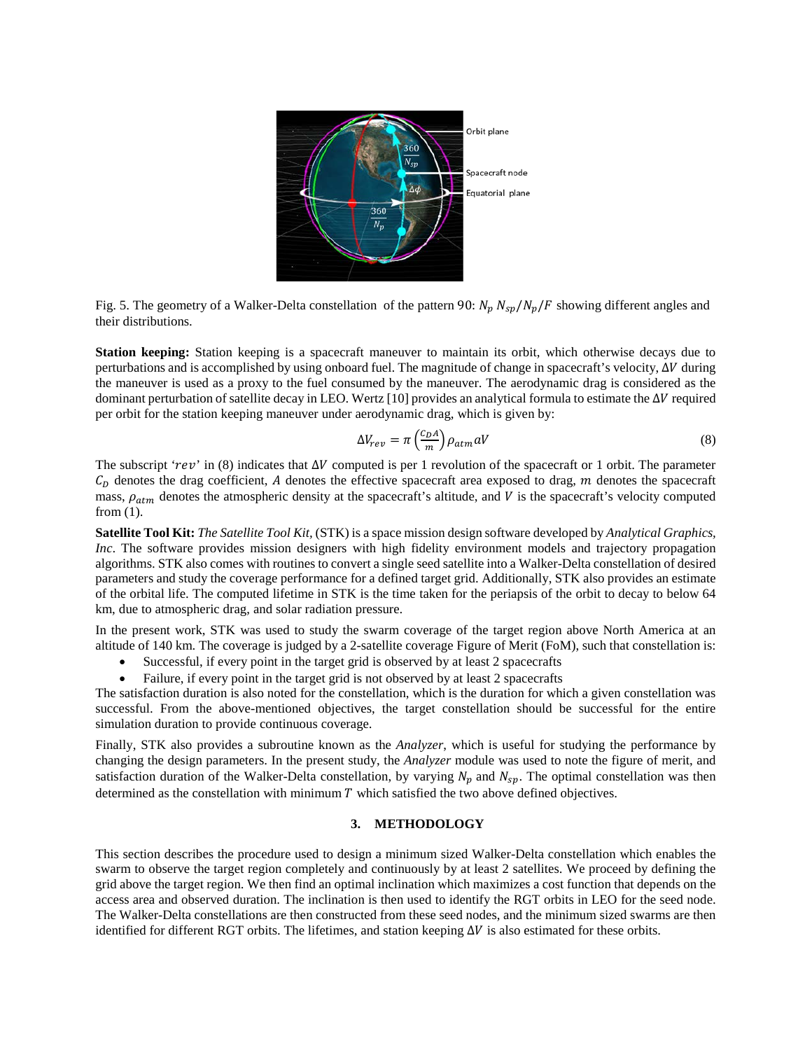Fig. 5. The geometry of a Walker-Delta constellation of the pattern 90: $N_p\ N_{sp}/N_p/F$ showing different angles and their distributions.

**Station keeping:** Station keeping is a spacecraft maneuver to maintain its orbit, which otherwise decays due to perturbations and is accomplished by using onboard fuel. The magnitude of change in spacecraft's velocity, $\Delta V$ during the maneuver is used as a proxy to the fuel consumed by the maneuver. The aerodynamic drag is considered as the dominant perturbation of satellite decay in LEO. Wertz [10] provides an analytical formula to estimate the $\Delta V$ required per orbit for the station keeping maneuver under aerodynamic drag, which is given by:

$$\Delta V_{rev} = \pi \left(\frac{C_D A}{m}\right) \rho_{atm} a V \tag{8}$$

The subscript '$rev$' in (8) indicates that $\Delta V$ computed is per 1 revolution of the spacecraft or 1 orbit. The parameter $C_D$ denotes the drag coefficient, $A$ denotes the effective spacecraft area exposed to drag, $m$ denotes the spacecraft mass, $\rho_{atm}$ denotes the atmospheric density at the spacecraft's altitude, and $V$ is the spacecraft's velocity computed from (1).

**Satellite Tool Kit:** *The Satellite Tool Kit,* (STK) is a space mission design software developed by *Analytical Graphics, Inc*. The software provides mission designers with high fidelity environment models and trajectory propagation algorithms. STK also comes with routines to convert a single seed satellite into a Walker-Delta constellation of desired parameters and study the coverage performance for a defined target grid. Additionally, STK also provides an estimate of the orbital life. The computed lifetime in STK is the time taken for the periapsis of the orbit to decay to below 64 km, due to atmospheric drag, and solar radiation pressure.

In the present work, STK was used to study the swarm coverage of the target region above North America at an altitude of 140 km. The coverage is judged by a 2-satellite coverage Figure of Merit (FoM), such that constellation is:

- Successful, if every point in the target grid is observed by at least 2 spacecrafts
- Failure, if every point in the target grid is not observed by at least 2 spacecrafts

The satisfaction duration is also noted for the constellation, which is the duration for which a given constellation was successful. From the above-mentioned objectives, the target constellation should be successful for the entire simulation duration to provide continuous coverage.

Finally, STK also provides a subroutine known as the *Analyzer*, which is useful for studying the performance by changing the design parameters. In the present study, the *Analyzer* module was used to note the figure of merit, and satisfaction duration of the Walker-Delta constellation, by varying $N_p$ and $N_{sp}$. The optimal constellation was then determined as the constellation with minimum $T$ which satisfied the two above defined objectives.

## 3. METHODOLOGY

This section describes the procedure used to design a minimum sized Walker-Delta constellation which enables the swarm to observe the target region completely and continuously by at least 2 satellites. We proceed by defining the grid above the target region. We then find an optimal inclination which maximizes a cost function that depends on the access area and observed duration. The inclination is then used to identify the RGT orbits in LEO for the seed node. The Walker-Delta constellations are then constructed from these seed nodes, and the minimum sized swarms are then identified for different RGT orbits. The lifetimes, and station keeping $\Delta V$ is also estimated for these orbits.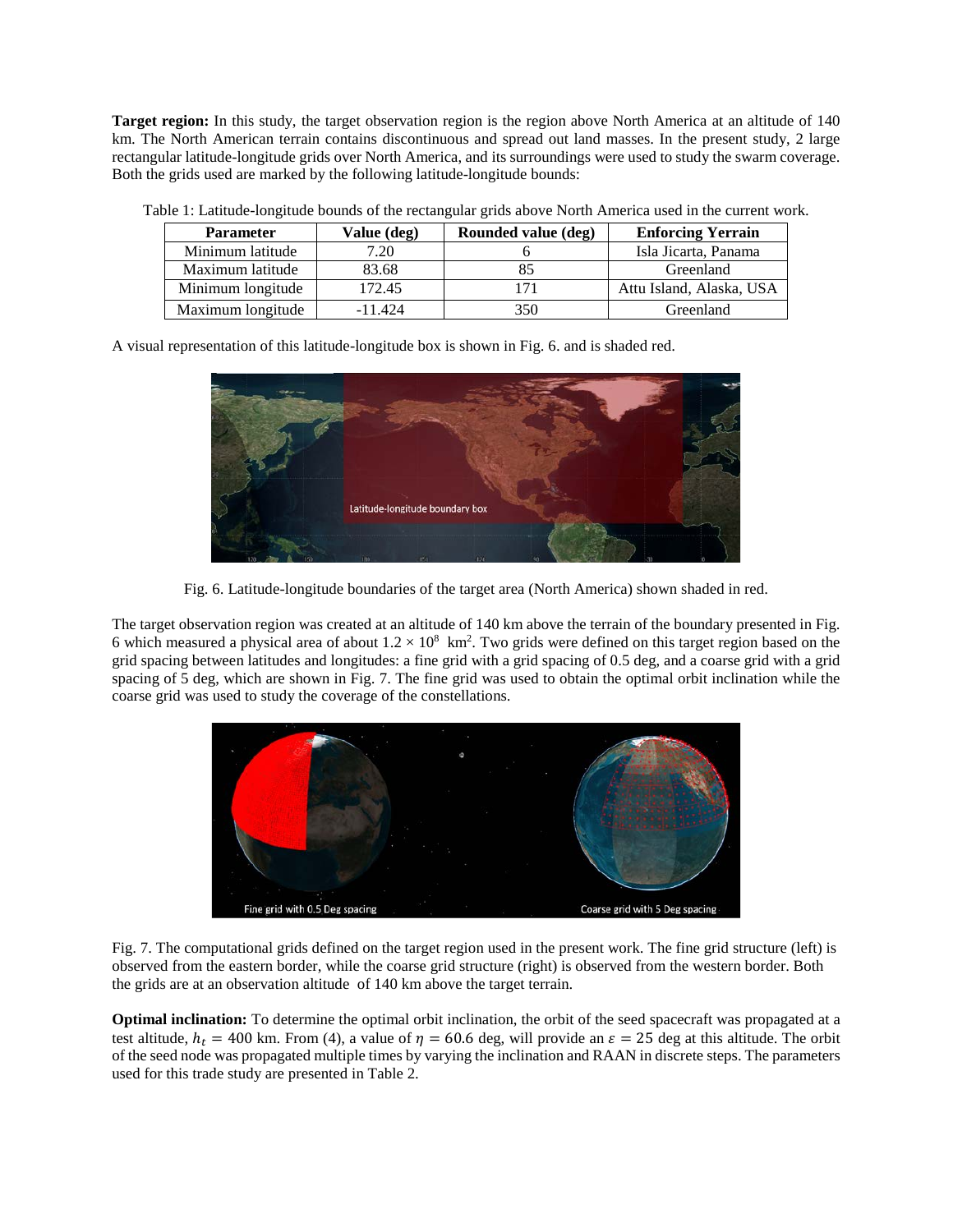**Target region:** In this study, the target observation region is the region above North America at an altitude of 140 km. The North American terrain contains discontinuous and spread out land masses. In the present study, 2 large rectangular latitude-longitude grids over North America, and its surroundings were used to study the swarm coverage. Both the grids used are marked by the following latitude-longitude bounds:

Table 1: Latitude-longitude bounds of the rectangular grids above North America used in the current work.

| Parameter | Value (deg) | Rounded value (deg) | Enforcing Yerrain |
|---|---|---|---|
| Minimum latitude | 7.20 | 6 | Isla Jicarta, Panama |
| Maximum latitude | 83.68 | 85 | Greenland |
| Minimum longitude | 172.45 | 171 | Attu Island, Alaska, USA |
| Maximum longitude | -11.424 | 350 | Greenland |

A visual representation of this latitude-longitude box is shown in Fig. 6. and is shaded red.

Fig. 6. Latitude-longitude boundaries of the target area (North America) shown shaded in red.

The target observation region was created at an altitude of 140 km above the terrain of the boundary presented in Fig. 6 which measured a physical area of about $1.2 \times 10^8$ km$^2$. Two grids were defined on this target region based on the grid spacing between latitudes and longitudes: a fine grid with a grid spacing of 0.5 deg, and a coarse grid with a grid spacing of 5 deg, which are shown in Fig. 7. The fine grid was used to obtain the optimal orbit inclination while the coarse grid was used to study the coverage of the constellations.

Fig. 7. The computational grids defined on the target region used in the present work. The fine grid structure (left) is observed from the eastern border, while the coarse grid structure (right) is observed from the western border. Both the grids are at an observation altitude of 140 km above the target terrain.

**Optimal inclination:** To determine the optimal orbit inclination, the orbit of the seed spacecraft was propagated at a test altitude, $h_t = 400$ km. From (4), a value of $\eta = 60.6$ deg, will provide an $\varepsilon = 25$ deg at this altitude. The orbit of the seed node was propagated multiple times by varying the inclination and RAAN in discrete steps. The parameters used for this trade study are presented in Table 2.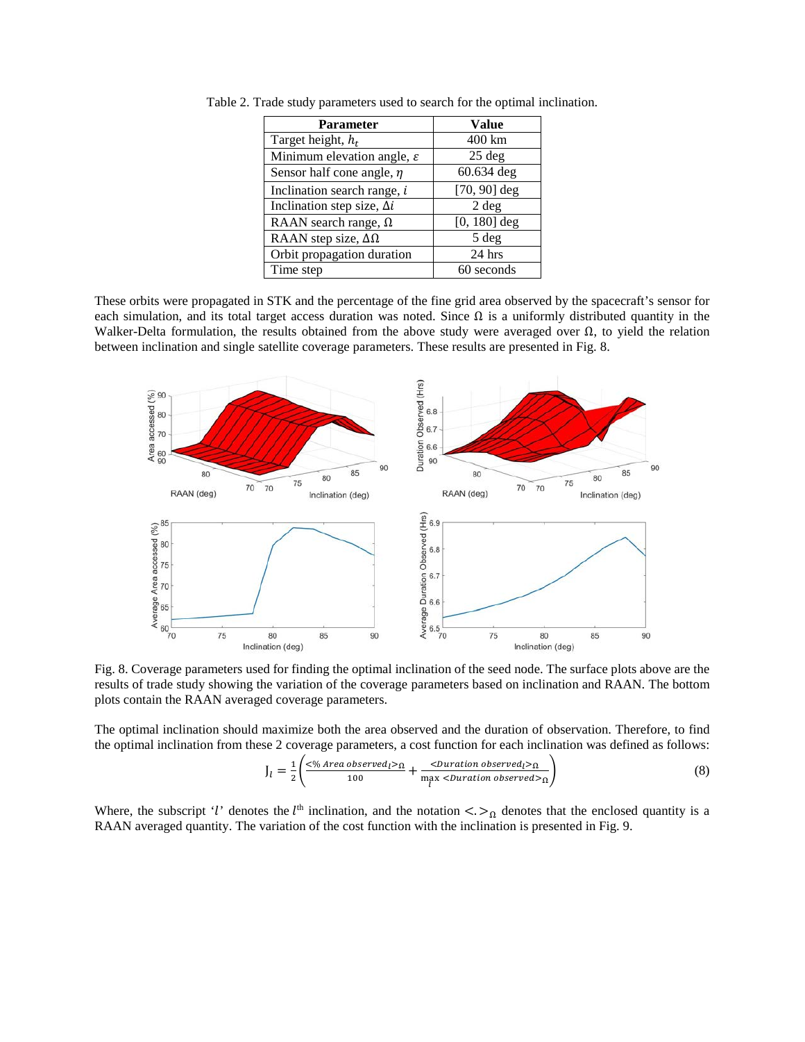Table 2. Trade study parameters used to search for the optimal inclination.

| Parameter | Value |
|---|---|
| Target height, $h_t$ | 400 km |
| Minimum elevation angle, $\varepsilon$ | 25 deg |
| Sensor half cone angle, $\eta$ | 60.634 deg |
| Inclination search range, $i$ | [70, 90] deg |
| Inclination step size, $\Delta i$ | 2 deg |
| RAAN search range, $\Omega$ | [0, 180] deg |
| RAAN step size, $\Delta\Omega$ | 5 deg |
| Orbit propagation duration | 24 hrs |
| Time step | 60 seconds |

These orbits were propagated in STK and the percentage of the fine grid area observed by the spacecraft's sensor for each simulation, and its total target access duration was noted. Since $\Omega$ is a uniformly distributed quantity in the Walker-Delta formulation, the results obtained from the above study were averaged over $\Omega$, to yield the relation between inclination and single satellite coverage parameters. These results are presented in Fig. 8.

Fig. 8. Coverage parameters used for finding the optimal inclination of the seed node. The surface plots above are the results of trade study showing the variation of the coverage parameters based on inclination and RAAN. The bottom plots contain the RAAN averaged coverage parameters.

The optimal inclination should maximize both the area observed and the duration of observation. Therefore, to find the optimal inclination from these 2 coverage parameters, a cost function for each inclination was defined as follows:

$$\mathrm{J}_l = \frac{1}{2}\left(\frac{<\%\,Area\ observed_l>_\Omega}{100} + \frac{<Duration\ observed_l>_\Omega}{\max\limits_l <Duration\ observed>_\Omega}\right) \tag{8}$$

Where, the subscript '$l$' denotes the $l^{\text{th}}$ inclination, and the notation $<.>_\Omega$ denotes that the enclosed quantity is a RAAN averaged quantity. The variation of the cost function with the inclination is presented in Fig. 9.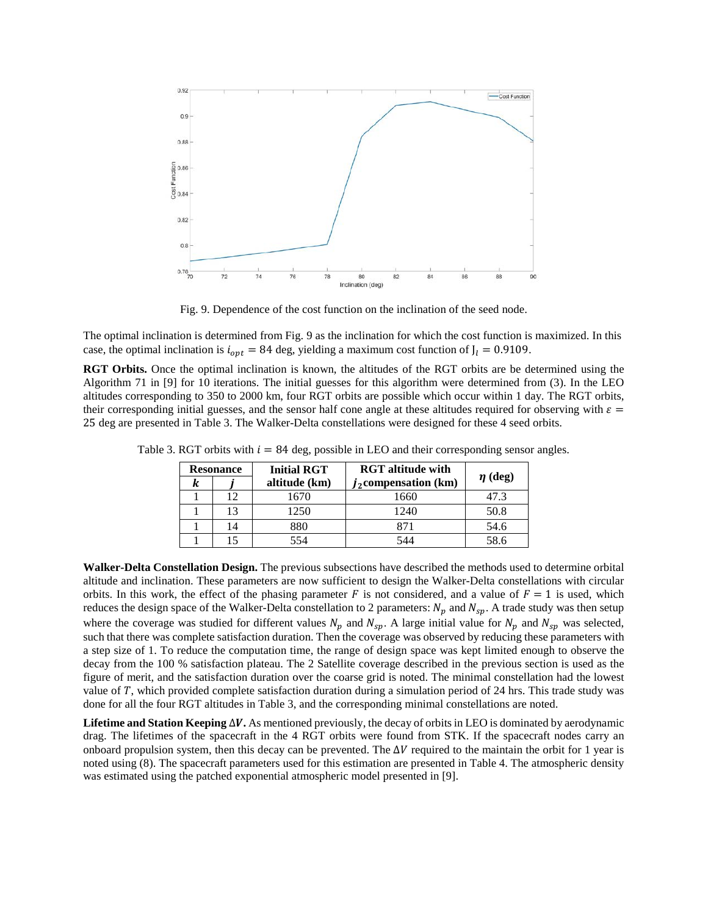Fig. 9. Dependence of the cost function on the inclination of the seed node.

The optimal inclination is determined from Fig. 9 as the inclination for which the cost function is maximized. In this case, the optimal inclination is $i_{opt} = 84$ deg, yielding a maximum cost function of $\mathrm{J}_l = 0.9109$.

**RGT Orbits.** Once the optimal inclination is known, the altitudes of the RGT orbits are be determined using the Algorithm 71 in [9] for 10 iterations. The initial guesses for this algorithm were determined from (3). In the LEO altitudes corresponding to 350 to 2000 km, four RGT orbits are possible which occur within 1 day. The RGT orbits, their corresponding initial guesses, and the sensor half cone angle at these altitudes required for observing with $\varepsilon = 25$ deg are presented in Table 3. The Walker-Delta constellations were designed for these 4 seed orbits.

Table 3. RGT orbits with $i = 84$ deg, possible in LEO and their corresponding sensor angles.

| Resonance | | Initial RGT altitude (km) | RGT altitude with $j_2$ compensation (km) | $\eta$ (deg) |
|---|---|---|---|---|
| $k$ | $j$ | | | |
| 1 | 12 | 1670 | 1660 | 47.3 |
| 1 | 13 | 1250 | 1240 | 50.8 |
| 1 | 14 | 880 | 871 | 54.6 |
| 1 | 15 | 554 | 544 | 58.6 |

**Walker-Delta Constellation Design.** The previous subsections have described the methods used to determine orbital altitude and inclination. These parameters are now sufficient to design the Walker-Delta constellations with circular orbits. In this work, the effect of the phasing parameter $F$ is not considered, and a value of $F = 1$ is used, which reduces the design space of the Walker-Delta constellation to 2 parameters: $N_p$ and $N_{sp}$. A trade study was then setup where the coverage was studied for different values $N_p$ and $N_{sp}$. A large initial value for $N_p$ and $N_{sp}$ was selected, such that there was complete satisfaction duration. Then the coverage was observed by reducing these parameters with a step size of 1. To reduce the computation time, the range of design space was kept limited enough to observe the decay from the 100 % satisfaction plateau. The 2 Satellite coverage described in the previous section is used as the figure of merit, and the satisfaction duration over the coarse grid is noted. The minimal constellation had the lowest value of $T$, which provided complete satisfaction duration during a simulation period of 24 hrs. This trade study was done for all the four RGT altitudes in Table 3, and the corresponding minimal constellations are noted.

**Lifetime and Station Keeping $\Delta V$.** As mentioned previously, the decay of orbits in LEO is dominated by aerodynamic drag. The lifetimes of the spacecraft in the 4 RGT orbits were found from STK. If the spacecraft nodes carry an onboard propulsion system, then this decay can be prevented. The $\Delta V$ required to the maintain the orbit for 1 year is noted using (8). The spacecraft parameters used for this estimation are presented in Table 4. The atmospheric density was estimated using the patched exponential atmospheric model presented in [9].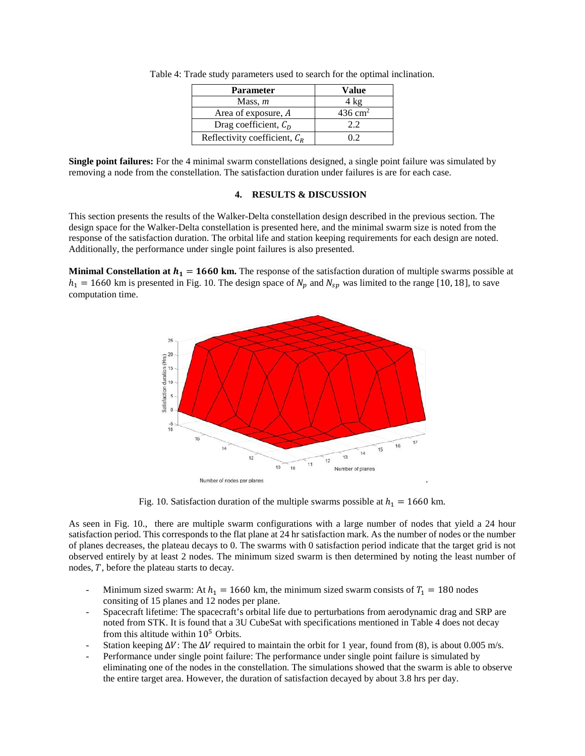Table 4: Trade study parameters used to search for the optimal inclination.

| Parameter | Value |
| --- | --- |
| Mass, $m$ | 4 kg |
| Area of exposure, $A$ | 436 cm$^2$ |
| Drag coefficient, $C_D$ | 2.2 |
| Reflectivity coefficient, $C_R$ | 0.2 |

**Single point failures:** For the 4 minimal swarm constellations designed, a single point failure was simulated by removing a node from the constellation. The satisfaction duration under failures is are for each case.

## 4. RESULTS & DISCUSSION

This section presents the results of the Walker-Delta constellation design described in the previous section. The design space for the Walker-Delta constellation is presented here, and the minimal swarm size is noted from the response of the satisfaction duration. The orbital life and station keeping requirements for each design are noted. Additionally, the performance under single point failures is also presented.

**Minimal Constellation at $h_1 = 1660$ km.** The response of the satisfaction duration of multiple swarms possible at $h_1 = 1660$ km is presented in Fig. 10. The design space of $N_p$ and $N_{sp}$ was limited to the range $[10, 18]$, to save computation time.

Fig. 10. Satisfaction duration of the multiple swarms possible at $h_1 = 1660$ km.

As seen in Fig. 10., there are multiple swarm configurations with a large number of nodes that yield a 24 hour satisfaction period. This corresponds to the flat plane at 24 hr satisfaction mark. As the number of nodes or the number of planes decreases, the plateau decays to 0. The swarms with 0 satisfaction period indicate that the target grid is not observed entirely by at least 2 nodes. The minimum sized swarm is then determined by noting the least number of nodes, $T$, before the plateau starts to decay.

- Minimum sized swarm: At $h_1 = 1660$ km, the minimum sized swarm consists of $T_1 = 180$ nodes consiting of 15 planes and 12 nodes per plane.
- Spacecraft lifetime: The spacecraft's orbital life due to perturbations from aerodynamic drag and SRP are noted from STK. It is found that a 3U CubeSat with specifications mentioned in Table 4 does not decay from this altitude within $10^5$ Orbits.
- Station keeping $\Delta V$: The $\Delta V$ required to maintain the orbit for 1 year, found from (8), is about 0.005 m/s.
- Performance under single point failure: The performance under single point failure is simulated by eliminating one of the nodes in the constellation. The simulations showed that the swarm is able to observe the entire target area. However, the duration of satisfaction decayed by about 3.8 hrs per day.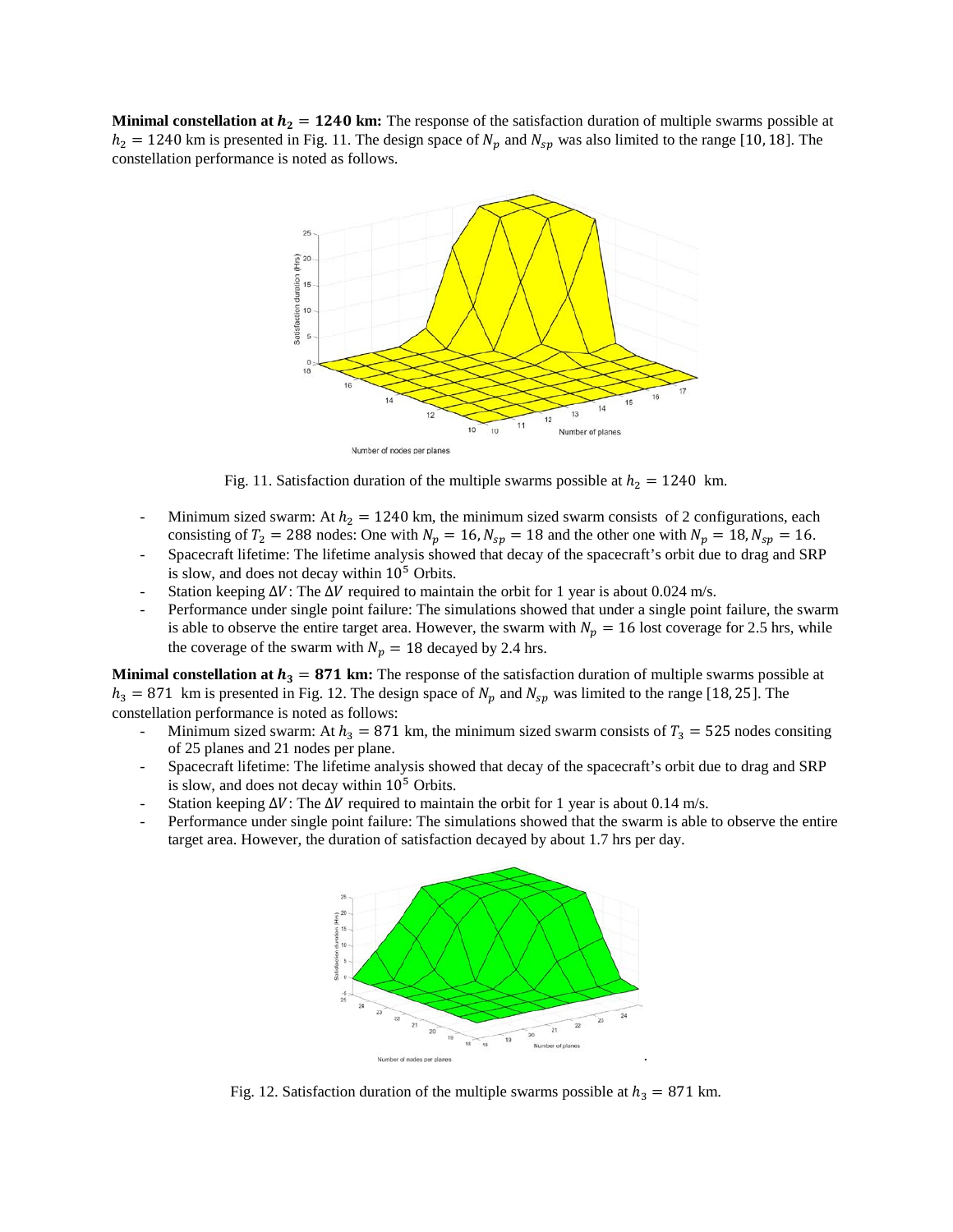**Minimal constellation at $h_2 = 1240$ km:** The response of the satisfaction duration of multiple swarms possible at $h_2 = 1240$ km is presented in Fig. 11. The design space of $N_p$ and $N_{sp}$ was also limited to the range [10, 18]. The constellation performance is noted as follows.

Fig. 11. Satisfaction duration of the multiple swarms possible at $h_2 = 1240$ km.

- Minimum sized swarm: At $h_2 = 1240$ km, the minimum sized swarm consists of 2 configurations, each consisting of $T_2 = 288$ nodes: One with $N_p = 16, N_{sp} = 18$ and the other one with $N_p = 18, N_{sp} = 16$.
- Spacecraft lifetime: The lifetime analysis showed that decay of the spacecraft's orbit due to drag and SRP is slow, and does not decay within $10^5$ Orbits.
- Station keeping $\Delta V$: The $\Delta V$ required to maintain the orbit for 1 year is about 0.024 m/s.
- Performance under single point failure: The simulations showed that under a single point failure, the swarm is able to observe the entire target area. However, the swarm with $N_p = 16$ lost coverage for 2.5 hrs, while the coverage of the swarm with $N_p = 18$ decayed by 2.4 hrs.

**Minimal constellation at $h_3 = 871$ km:** The response of the satisfaction duration of multiple swarms possible at $h_3 = 871$ km is presented in Fig. 12. The design space of $N_p$ and $N_{sp}$ was limited to the range [18, 25]. The constellation performance is noted as follows:

- Minimum sized swarm: At $h_3 = 871$ km, the minimum sized swarm consists of $T_3 = 525$ nodes consiting of 25 planes and 21 nodes per plane.
- Spacecraft lifetime: The lifetime analysis showed that decay of the spacecraft's orbit due to drag and SRP is slow, and does not decay within $10^5$ Orbits.
- Station keeping $\Delta V$: The $\Delta V$ required to maintain the orbit for 1 year is about 0.14 m/s.
- Performance under single point failure: The simulations showed that the swarm is able to observe the entire target area. However, the duration of satisfaction decayed by about 1.7 hrs per day.

Fig. 12. Satisfaction duration of the multiple swarms possible at $h_3 = 871$ km.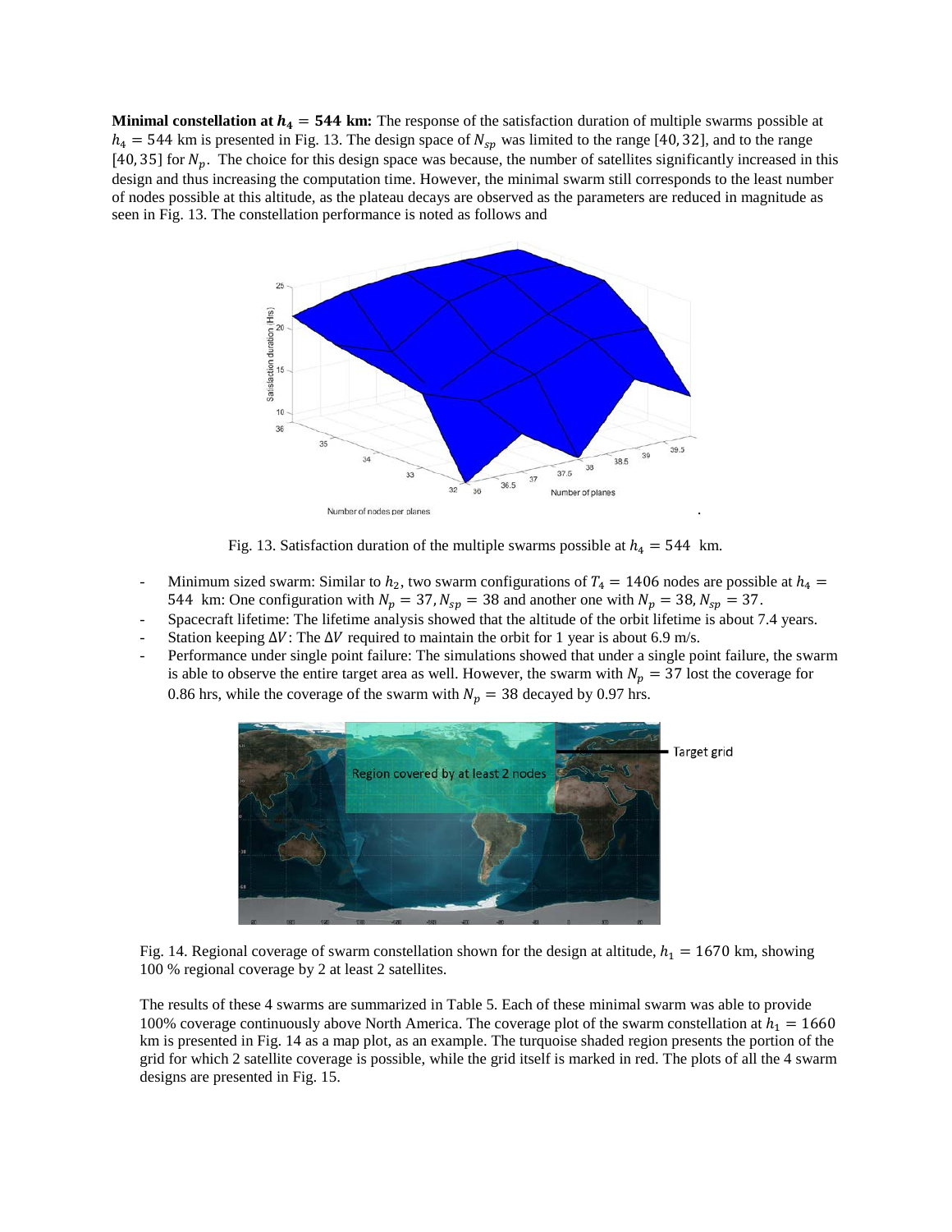**Minimal constellation at $h_4 = 544$ km:** The response of the satisfaction duration of multiple swarms possible at $h_4 = 544$ km is presented in Fig. 13. The design space of $N_{sp}$ was limited to the range $[40, 32]$, and to the range $[40, 35]$ for $N_p$. The choice for this design space was because, the number of satellites significantly increased in this design and thus increasing the computation time. However, the minimal swarm still corresponds to the least number of nodes possible at this altitude, as the plateau decays are observed as the parameters are reduced in magnitude as seen in Fig. 13. The constellation performance is noted as follows and

Fig. 13. Satisfaction duration of the multiple swarms possible at $h_4 = 544$ km.

- Minimum sized swarm: Similar to $h_2$, two swarm configurations of $T_4 = 1406$ nodes are possible at $h_4 = 544$ km: One configuration with $N_p = 37, N_{sp} = 38$ and another one with $N_p = 38, N_{sp} = 37$.
- Spacecraft lifetime: The lifetime analysis showed that the altitude of the orbit lifetime is about 7.4 years.
- Station keeping $\Delta V$: The $\Delta V$ required to maintain the orbit for 1 year is about 6.9 m/s.
- Performance under single point failure: The simulations showed that under a single point failure, the swarm is able to observe the entire target area as well. However, the swarm with $N_p = 37$ lost the coverage for 0.86 hrs, while the coverage of the swarm with $N_p = 38$ decayed by 0.97 hrs.

Fig. 14. Regional coverage of swarm constellation shown for the design at altitude, $h_1 = 1670$ km, showing 100 % regional coverage by 2 at least 2 satellites.

The results of these 4 swarms are summarized in Table 5. Each of these minimal swarm was able to provide 100% coverage continuously above North America. The coverage plot of the swarm constellation at $h_1 = 1660$ km is presented in Fig. 14 as a map plot, as an example. The turquoise shaded region presents the portion of the grid for which 2 satellite coverage is possible, while the grid itself is marked in red. The plots of all the 4 swarm designs are presented in Fig. 15.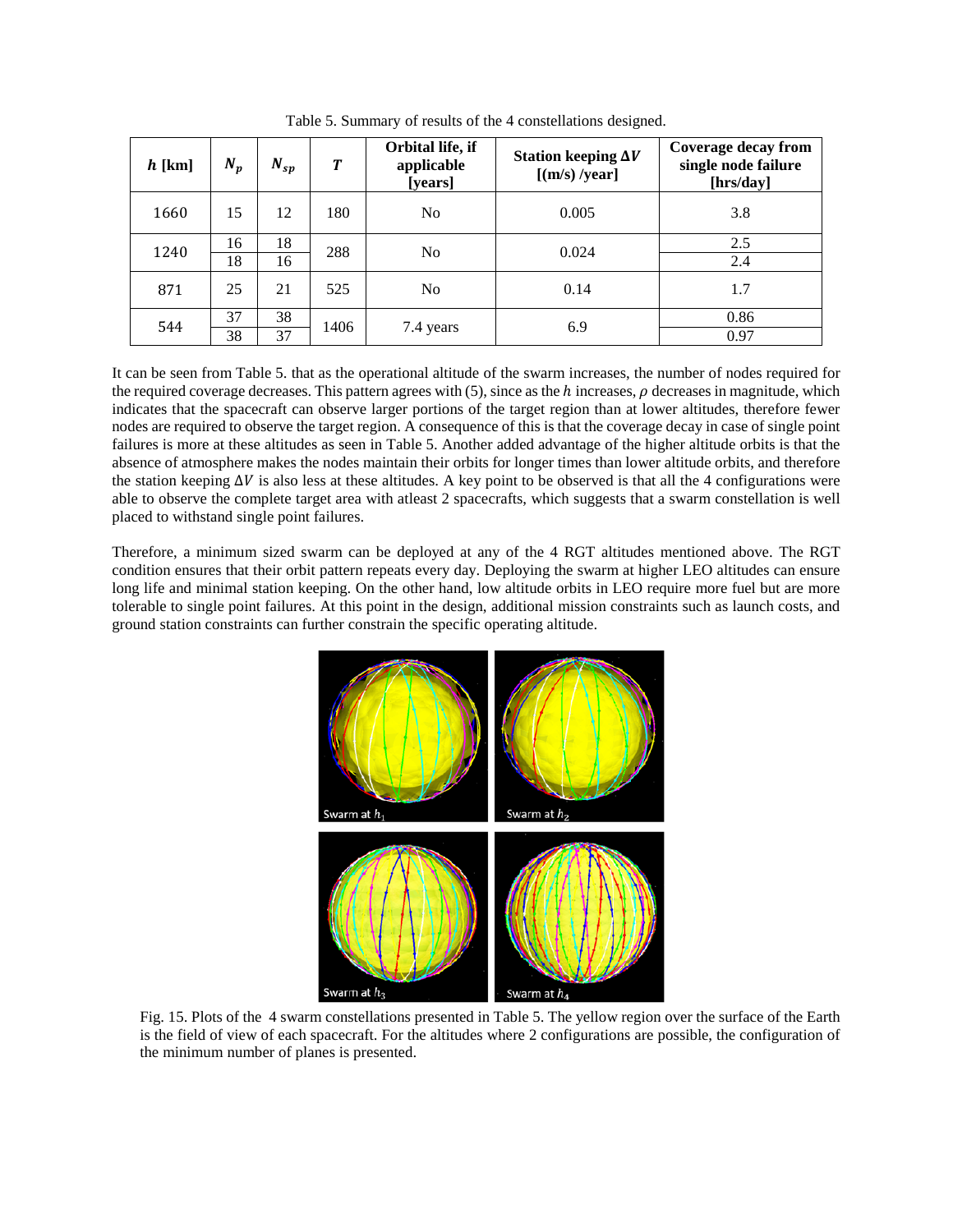Table 5. Summary of results of the 4 constellations designed.

| $h$ [km] | $N_p$ | $N_{sp}$ | $T$ | Orbital life, if applicable [years] | Station keeping $\Delta V$ [(m/s) /year] | Coverage decay from single node failure [hrs/day] |
|---|---|---|---|---|---|---|
| 1660 | 15 | 12 | 180 | No | 0.005 | 3.8 |
| 1240 | 16 | 18 | 288 | No | 0.024 | 2.5 |
| | 18 | 16 | | | | 2.4 |
| 871 | 25 | 21 | 525 | No | 0.14 | 1.7 |
| 544 | 37 | 38 | 1406 | 7.4 years | 6.9 | 0.86 |
| | 38 | 37 | | | | 0.97 |

It can be seen from Table 5. that as the operational altitude of the swarm increases, the number of nodes required for the required coverage decreases. This pattern agrees with (5), since as the $h$ increases, $\rho$ decreases in magnitude, which indicates that the spacecraft can observe larger portions of the target region than at lower altitudes, therefore fewer nodes are required to observe the target region. A consequence of this is that the coverage decay in case of single point failures is more at these altitudes as seen in Table 5. Another added advantage of the higher altitude orbits is that the absence of atmosphere makes the nodes maintain their orbits for longer times than lower altitude orbits, and therefore the station keeping $\Delta V$ is also less at these altitudes. A key point to be observed is that all the 4 configurations were able to observe the complete target area with atleast 2 spacecrafts, which suggests that a swarm constellation is well placed to withstand single point failures.

Therefore, a minimum sized swarm can be deployed at any of the 4 RGT altitudes mentioned above. The RGT condition ensures that their orbit pattern repeats every day. Deploying the swarm at higher LEO altitudes can ensure long life and minimal station keeping. On the other hand, low altitude orbits in LEO require more fuel but are more tolerable to single point failures. At this point in the design, additional mission constraints such as launch costs, and ground station constraints can further constrain the specific operating altitude.

Fig. 15. Plots of the 4 swarm constellations presented in Table 5. The yellow region over the surface of the Earth is the field of view of each spacecraft. For the altitudes where 2 configurations are possible, the configuration of the minimum number of planes is presented.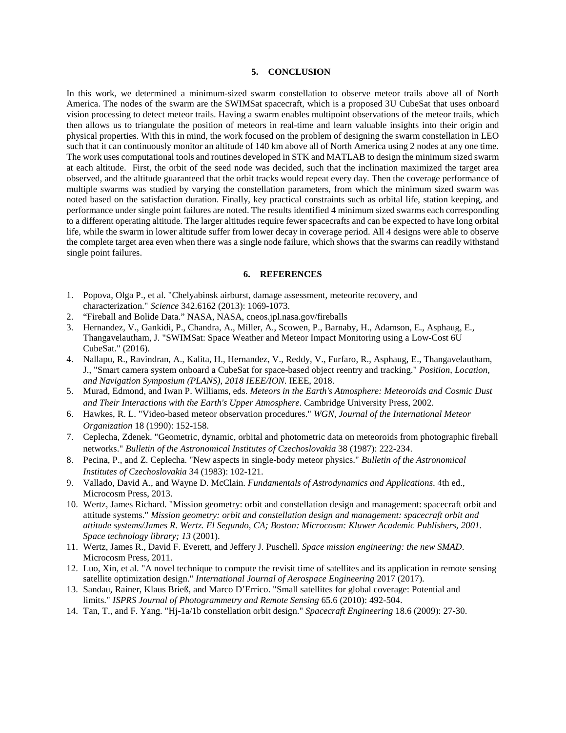## 5. CONCLUSION

In this work, we determined a minimum-sized swarm constellation to observe meteor trails above all of North America. The nodes of the swarm are the SWIMSat spacecraft, which is a proposed 3U CubeSat that uses onboard vision processing to detect meteor trails. Having a swarm enables multipoint observations of the meteor trails, which then allows us to triangulate the position of meteors in real-time and learn valuable insights into their origin and physical properties. With this in mind, the work focused on the problem of designing the swarm constellation in LEO such that it can continuously monitor an altitude of 140 km above all of North America using 2 nodes at any one time. The work uses computational tools and routines developed in STK and MATLAB to design the minimum sized swarm at each altitude. First, the orbit of the seed node was decided, such that the inclination maximized the target area observed, and the altitude guaranteed that the orbit tracks would repeat every day. Then the coverage performance of multiple swarms was studied by varying the constellation parameters, from which the minimum sized swarm was noted based on the satisfaction duration. Finally, key practical constraints such as orbital life, station keeping, and performance under single point failures are noted. The results identified 4 minimum sized swarms each corresponding to a different operating altitude. The larger altitudes require fewer spacecrafts and can be expected to have long orbital life, while the swarm in lower altitude suffer from lower decay in coverage period. All 4 designs were able to observe the complete target area even when there was a single node failure, which shows that the swarms can readily withstand single point failures.

## 6. REFERENCES

1. Popova, Olga P., et al. "Chelyabinsk airburst, damage assessment, meteorite recovery, and characterization." *Science* 342.6162 (2013): 1069-1073.
2. "Fireball and Bolide Data." NASA, NASA, cneos.jpl.nasa.gov/fireballs
3. Hernandez, V., Gankidi, P., Chandra, A., Miller, A., Scowen, P., Barnaby, H., Adamson, E., Asphaug, E., Thangavelautham, J. "SWIMSat: Space Weather and Meteor Impact Monitoring using a Low-Cost 6U CubeSat." (2016).
4. Nallapu, R., Ravindran, A., Kalita, H., Hernandez, V., Reddy, V., Furfaro, R., Asphaug, E., Thangavelautham, J., "Smart camera system onboard a CubeSat for space-based object reentry and tracking." *Position, Location, and Navigation Symposium (PLANS), 2018 IEEE/ION*. IEEE, 2018.
5. Murad, Edmond, and Iwan P. Williams, eds. *Meteors in the Earth's Atmosphere: Meteoroids and Cosmic Dust and Their Interactions with the Earth's Upper Atmosphere*. Cambridge University Press, 2002.
6. Hawkes, R. L. "Video-based meteor observation procedures." *WGN, Journal of the International Meteor Organization* 18 (1990): 152-158.
7. Ceplecha, Zdenek. "Geometric, dynamic, orbital and photometric data on meteoroids from photographic fireball networks." *Bulletin of the Astronomical Institutes of Czechoslovakia* 38 (1987): 222-234.
8. Pecina, P., and Z. Ceplecha. "New aspects in single-body meteor physics." *Bulletin of the Astronomical Institutes of Czechoslovakia* 34 (1983): 102-121.
9. Vallado, David A., and Wayne D. McClain. *Fundamentals of Astrodynamics and Applications*. 4th ed., Microcosm Press, 2013.
10. Wertz, James Richard. "Mission geometry: orbit and constellation design and management: spacecraft orbit and attitude systems." *Mission geometry: orbit and constellation design and management: spacecraft orbit and attitude systems/James R. Wertz. El Segundo, CA; Boston: Microcosm: Kluwer Academic Publishers, 2001. Space technology library; 13* (2001).
11. Wertz, James R., David F. Everett, and Jeffery J. Puschell. *Space mission engineering: the new SMAD*. Microcosm Press, 2011.
12. Luo, Xin, et al. "A novel technique to compute the revisit time of satellites and its application in remote sensing satellite optimization design." *International Journal of Aerospace Engineering* 2017 (2017).
13. Sandau, Rainer, Klaus Brieß, and Marco D'Errico. "Small satellites for global coverage: Potential and limits." *ISPRS Journal of Photogrammetry and Remote Sensing* 65.6 (2010): 492-504.
14. Tan, T., and F. Yang. "Hj-1a/1b constellation orbit design." *Spacecraft Engineering* 18.6 (2009): 27-30.